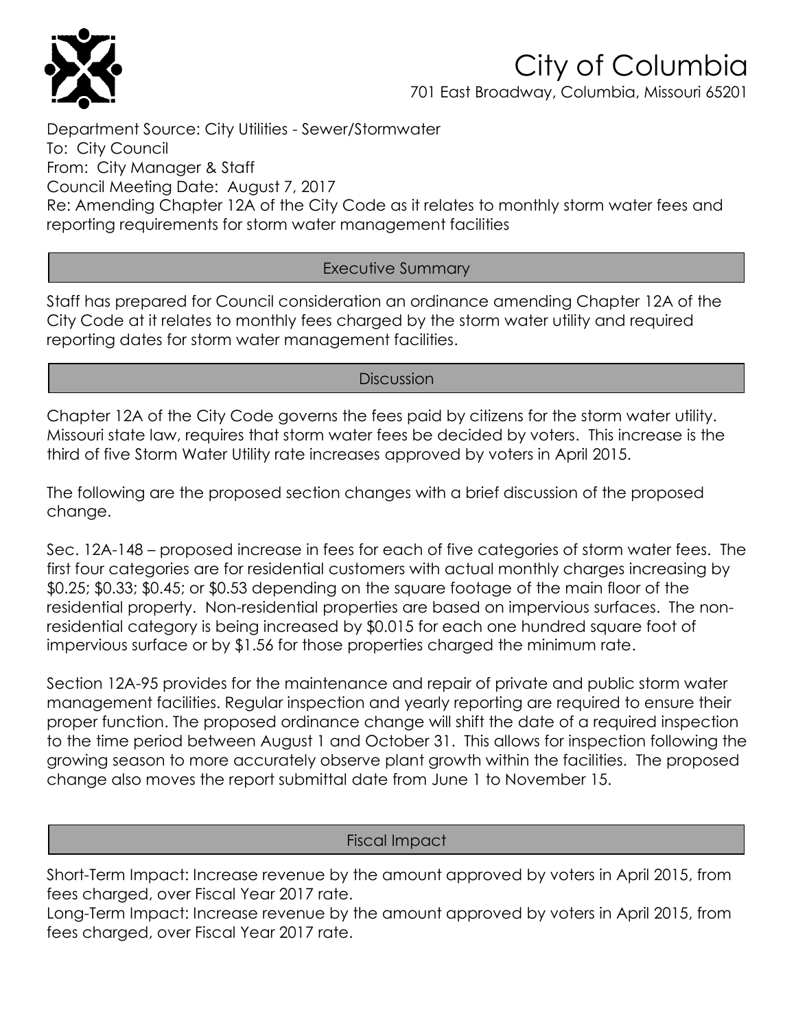# City of Columbia

701 East Broadway, Columbia, Missouri 65201

Department Source: City Utilities - Sewer/Stormwater
To: City Council
From: City Manager & Staff
Council Meeting Date: August 7, 2017
Re: Amending Chapter 12A of the City Code as it relates to monthly storm water fees and reporting requirements for storm water management facilities

## Executive Summary

Staff has prepared for Council consideration an ordinance amending Chapter 12A of the City Code at it relates to monthly fees charged by the storm water utility and required reporting dates for storm water management facilities.

## Discussion

Chapter 12A of the City Code governs the fees paid by citizens for the storm water utility. Missouri state law, requires that storm water fees be decided by voters. This increase is the third of five Storm Water Utility rate increases approved by voters in April 2015.

The following are the proposed section changes with a brief discussion of the proposed change.

Sec. 12A-148 – proposed increase in fees for each of five categories of storm water fees. The first four categories are for residential customers with actual monthly charges increasing by $0.25; $0.33; $0.45; or $0.53 depending on the square footage of the main floor of the residential property. Non-residential properties are based on impervious surfaces. The non-residential category is being increased by $0.015 for each one hundred square foot of impervious surface or by $1.56 for those properties charged the minimum rate.

Section 12A-95 provides for the maintenance and repair of private and public storm water management facilities. Regular inspection and yearly reporting are required to ensure their proper function. The proposed ordinance change will shift the date of a required inspection to the time period between August 1 and October 31. This allows for inspection following the growing season to more accurately observe plant growth within the facilities. The proposed change also moves the report submittal date from June 1 to November 15.

## Fiscal Impact

Short-Term Impact: Increase revenue by the amount approved by voters in April 2015, from fees charged, over Fiscal Year 2017 rate.
Long-Term Impact: Increase revenue by the amount approved by voters in April 2015, from fees charged, over Fiscal Year 2017 rate.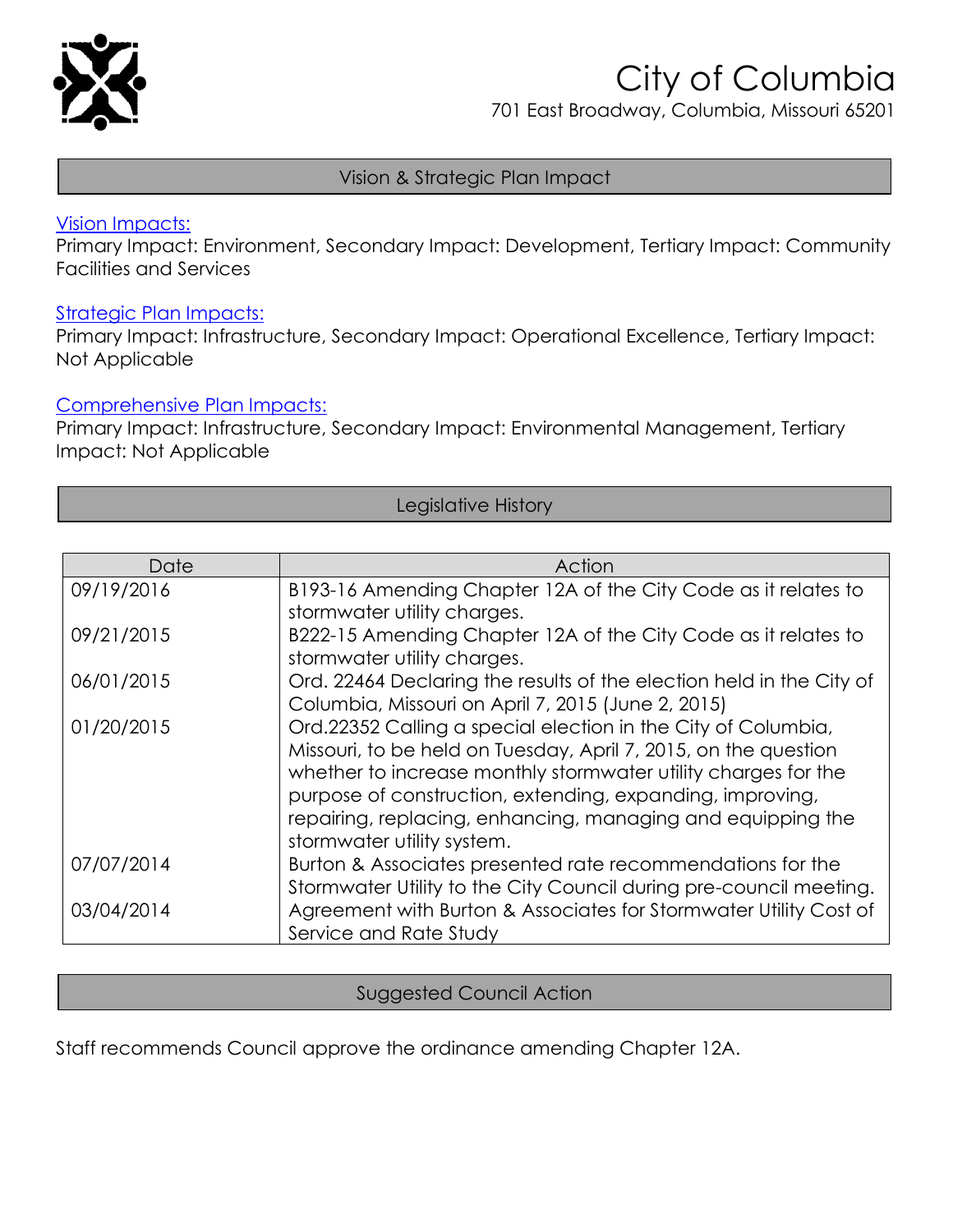# City of Columbia

701 East Broadway, Columbia, Missouri 65201

## Vision & Strategic Plan Impact

Vision Impacts:

Primary Impact: Environment, Secondary Impact: Development, Tertiary Impact: Community Facilities and Services

Strategic Plan Impacts:

Primary Impact: Infrastructure, Secondary Impact: Operational Excellence, Tertiary Impact: Not Applicable

Comprehensive Plan Impacts:

Primary Impact: Infrastructure, Secondary Impact: Environmental Management, Tertiary Impact: Not Applicable

## Legislative History

| Date | Action |
|---|---|
| 09/19/2016 | B193-16 Amending Chapter 12A of the City Code as it relates to stormwater utility charges. |
| 09/21/2015 | B222-15 Amending Chapter 12A of the City Code as it relates to stormwater utility charges. |
| 06/01/2015 | Ord. 22464 Declaring the results of the election held in the City of Columbia, Missouri on April 7, 2015 (June 2, 2015) |
| 01/20/2015 | Ord.22352 Calling a special election in the City of Columbia, Missouri, to be held on Tuesday, April 7, 2015, on the question whether to increase monthly stormwater utility charges for the purpose of construction, extending, expanding, improving, repairing, replacing, enhancing, managing and equipping the stormwater utility system. |
| 07/07/2014 | Burton & Associates presented rate recommendations for the Stormwater Utility to the City Council during pre-council meeting. |
| 03/04/2014 | Agreement with Burton & Associates for Stormwater Utility Cost of Service and Rate Study |

## Suggested Council Action

Staff recommends Council approve the ordinance amending Chapter 12A.